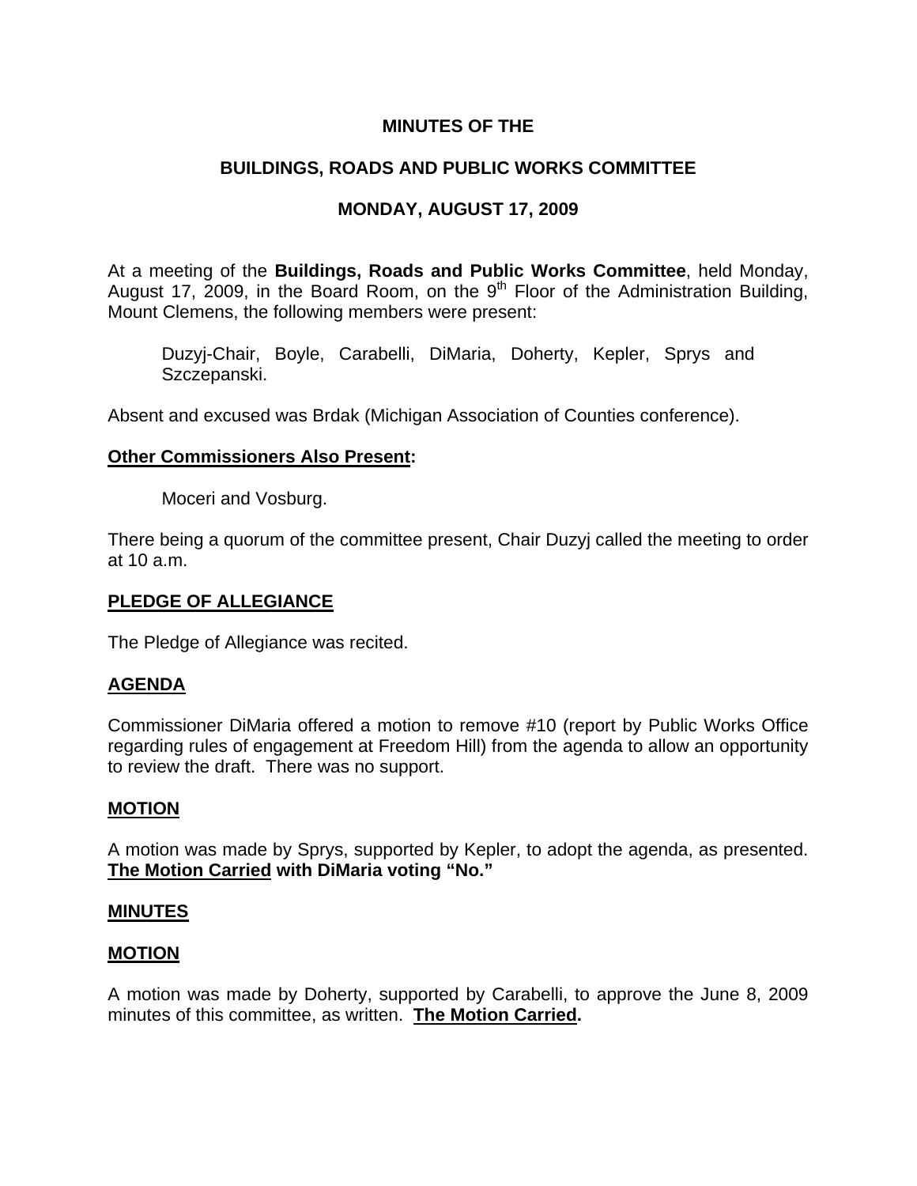# MINUTES OF THE

# BUILDINGS, ROADS AND PUBLIC WORKS COMMITTEE

# MONDAY, AUGUST 17, 2009

At a meeting of the **Buildings, Roads and Public Works Committee**, held Monday, August 17, 2009, in the Board Room, on the 9th Floor of the Administration Building, Mount Clemens, the following members were present:

> Duzyj-Chair, Boyle, Carabelli, DiMaria, Doherty, Kepler, Sprys and Szczepanski.

Absent and excused was Brdak (Michigan Association of Counties conference).

**Other Commissioners Also Present:**

> Moceri and Vosburg.

There being a quorum of the committee present, Chair Duzyj called the meeting to order at 10 a.m.

**PLEDGE OF ALLEGIANCE**

The Pledge of Allegiance was recited.

**AGENDA**

Commissioner DiMaria offered a motion to remove #10 (report by Public Works Office regarding rules of engagement at Freedom Hill) from the agenda to allow an opportunity to review the draft. There was no support.

**MOTION**

A motion was made by Sprys, supported by Kepler, to adopt the agenda, as presented. **The Motion Carried with DiMaria voting "No."**

**MINUTES**

**MOTION**

A motion was made by Doherty, supported by Carabelli, to approve the June 8, 2009 minutes of this committee, as written. **The Motion Carried.**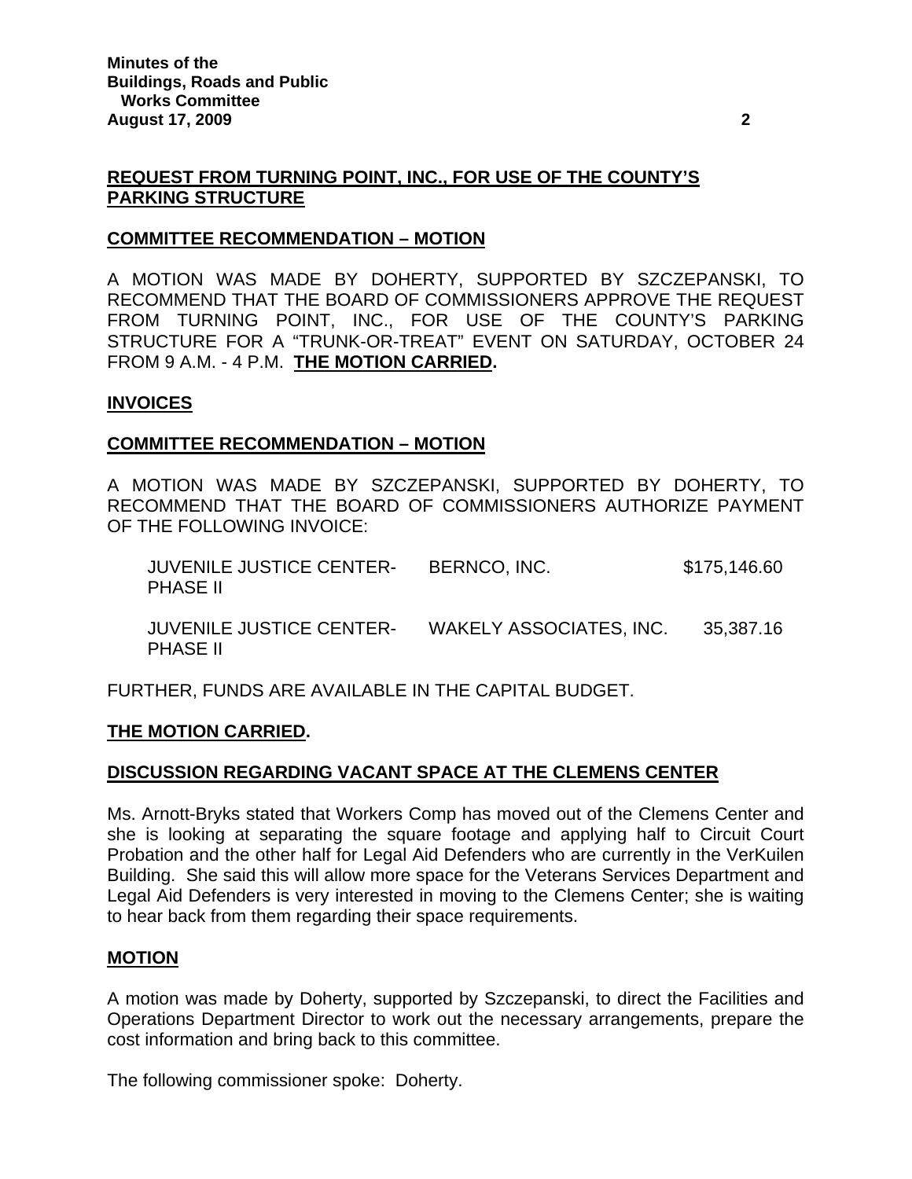## REQUEST FROM TURNING POINT, INC., FOR USE OF THE COUNTY'S PARKING STRUCTURE

### COMMITTEE RECOMMENDATION – MOTION

A MOTION WAS MADE BY DOHERTY, SUPPORTED BY SZCZEPANSKI, TO RECOMMEND THAT THE BOARD OF COMMISSIONERS APPROVE THE REQUEST FROM TURNING POINT, INC., FOR USE OF THE COUNTY'S PARKING STRUCTURE FOR A "TRUNK-OR-TREAT" EVENT ON SATURDAY, OCTOBER 24 FROM 9 A.M. - 4 P.M. **THE MOTION CARRIED.**

## INVOICES

### COMMITTEE RECOMMENDATION – MOTION

A MOTION WAS MADE BY SZCZEPANSKI, SUPPORTED BY DOHERTY, TO RECOMMEND THAT THE BOARD OF COMMISSIONERS AUTHORIZE PAYMENT OF THE FOLLOWING INVOICE:

| | | |
|---|---|---|
| JUVENILE JUSTICE CENTER-PHASE II | BERNCO, INC. | $175,146.60 |
| JUVENILE JUSTICE CENTER-PHASE II | WAKELY ASSOCIATES, INC. | 35,387.16 |

FURTHER, FUNDS ARE AVAILABLE IN THE CAPITAL BUDGET.

**THE MOTION CARRIED.**

## DISCUSSION REGARDING VACANT SPACE AT THE CLEMENS CENTER

Ms. Arnott-Bryks stated that Workers Comp has moved out of the Clemens Center and she is looking at separating the square footage and applying half to Circuit Court Probation and the other half for Legal Aid Defenders who are currently in the VerKuilen Building. She said this will allow more space for the Veterans Services Department and Legal Aid Defenders is very interested in moving to the Clemens Center; she is waiting to hear back from them regarding their space requirements.

### MOTION

A motion was made by Doherty, supported by Szczepanski, to direct the Facilities and Operations Department Director to work out the necessary arrangements, prepare the cost information and bring back to this committee.

The following commissioner spoke: Doherty.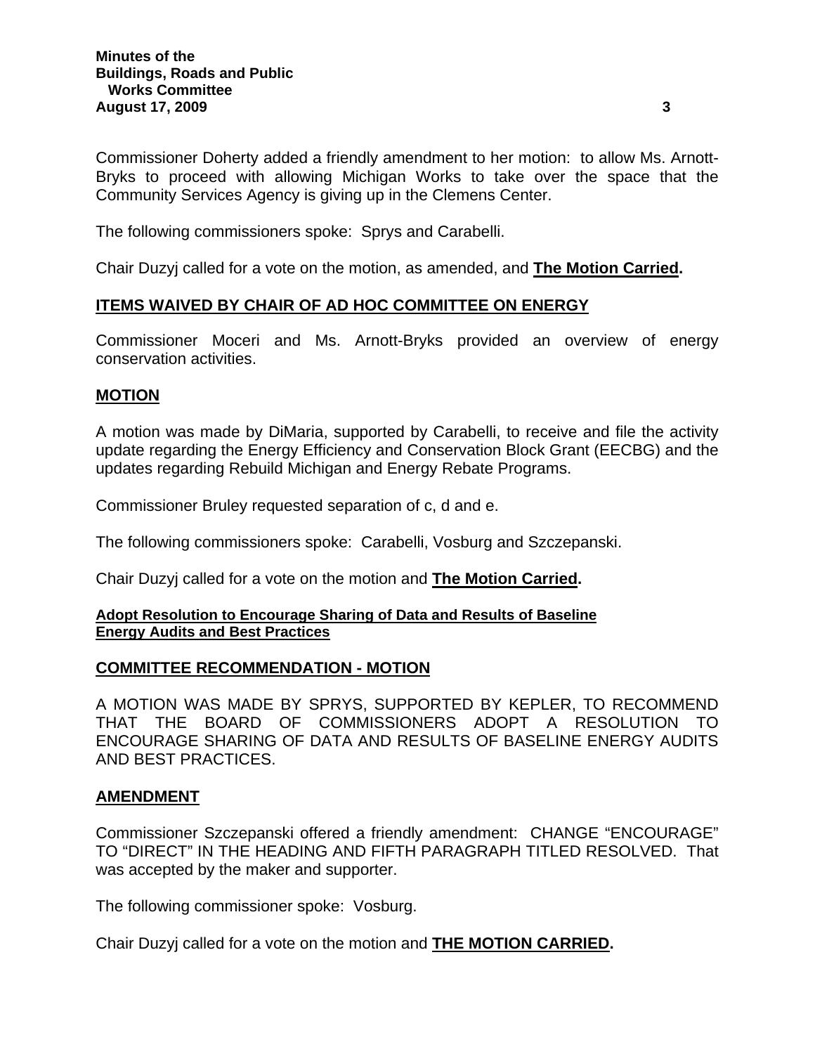Commissioner Doherty added a friendly amendment to her motion: to allow Ms. Arnott-Bryks to proceed with allowing Michigan Works to take over the space that the Community Services Agency is giving up in the Clemens Center.

The following commissioners spoke: Sprys and Carabelli.

Chair Duzyj called for a vote on the motion, as amended, and **The Motion Carried.**

## ITEMS WAIVED BY CHAIR OF AD HOC COMMITTEE ON ENERGY

Commissioner Moceri and Ms. Arnott-Bryks provided an overview of energy conservation activities.

### MOTION

A motion was made by DiMaria, supported by Carabelli, to receive and file the activity update regarding the Energy Efficiency and Conservation Block Grant (EECBG) and the updates regarding Rebuild Michigan and Energy Rebate Programs.

Commissioner Bruley requested separation of c, d and e.

The following commissioners spoke: Carabelli, Vosburg and Szczepanski.

Chair Duzyj called for a vote on the motion and **The Motion Carried.**

#### Adopt Resolution to Encourage Sharing of Data and Results of Baseline Energy Audits and Best Practices

### COMMITTEE RECOMMENDATION - MOTION

A MOTION WAS MADE BY SPRYS, SUPPORTED BY KEPLER, TO RECOMMEND THAT THE BOARD OF COMMISSIONERS ADOPT A RESOLUTION TO ENCOURAGE SHARING OF DATA AND RESULTS OF BASELINE ENERGY AUDITS AND BEST PRACTICES.

### AMENDMENT

Commissioner Szczepanski offered a friendly amendment: CHANGE "ENCOURAGE" TO "DIRECT" IN THE HEADING AND FIFTH PARAGRAPH TITLED RESOLVED. That was accepted by the maker and supporter.

The following commissioner spoke: Vosburg.

Chair Duzyj called for a vote on the motion and **THE MOTION CARRIED.**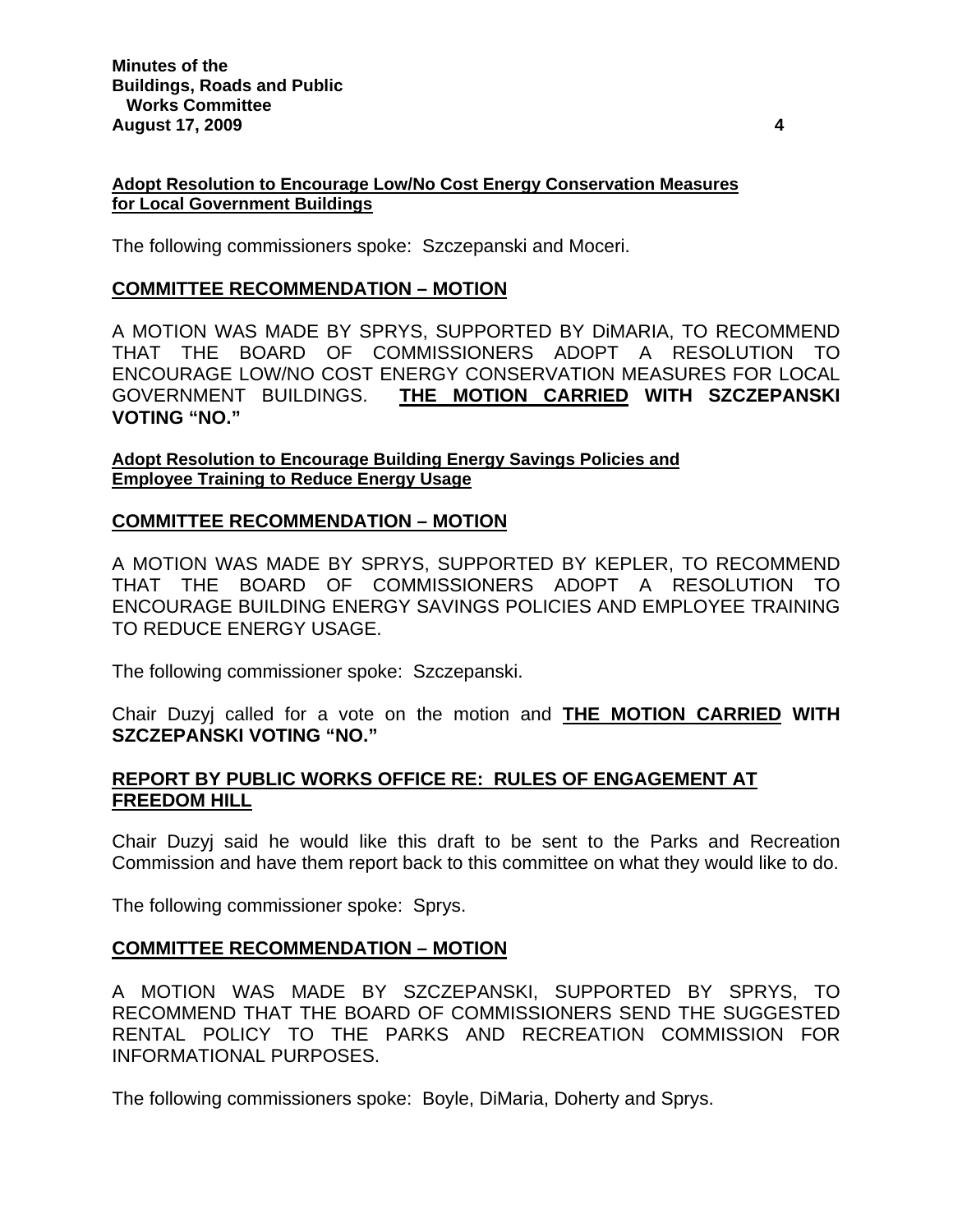**Adopt Resolution to Encourage Low/No Cost Energy Conservation Measures for Local Government Buildings**

The following commissioners spoke: Szczepanski and Moceri.

## COMMITTEE RECOMMENDATION – MOTION

A MOTION WAS MADE BY SPRYS, SUPPORTED BY DiMARIA, TO RECOMMEND THAT THE BOARD OF COMMISSIONERS ADOPT A RESOLUTION TO ENCOURAGE LOW/NO COST ENERGY CONSERVATION MEASURES FOR LOCAL GOVERNMENT BUILDINGS. **THE MOTION CARRIED WITH SZCZEPANSKI VOTING "NO."**

**Adopt Resolution to Encourage Building Energy Savings Policies and Employee Training to Reduce Energy Usage**

## COMMITTEE RECOMMENDATION – MOTION

A MOTION WAS MADE BY SPRYS, SUPPORTED BY KEPLER, TO RECOMMEND THAT THE BOARD OF COMMISSIONERS ADOPT A RESOLUTION TO ENCOURAGE BUILDING ENERGY SAVINGS POLICIES AND EMPLOYEE TRAINING TO REDUCE ENERGY USAGE.

The following commissioner spoke: Szczepanski.

Chair Duzyj called for a vote on the motion and **THE MOTION CARRIED WITH SZCZEPANSKI VOTING "NO."**

## REPORT BY PUBLIC WORKS OFFICE RE: RULES OF ENGAGEMENT AT FREEDOM HILL

Chair Duzyj said he would like this draft to be sent to the Parks and Recreation Commission and have them report back to this committee on what they would like to do.

The following commissioner spoke: Sprys.

## COMMITTEE RECOMMENDATION – MOTION

A MOTION WAS MADE BY SZCZEPANSKI, SUPPORTED BY SPRYS, TO RECOMMEND THAT THE BOARD OF COMMISSIONERS SEND THE SUGGESTED RENTAL POLICY TO THE PARKS AND RECREATION COMMISSION FOR INFORMATIONAL PURPOSES.

The following commissioners spoke: Boyle, DiMaria, Doherty and Sprys.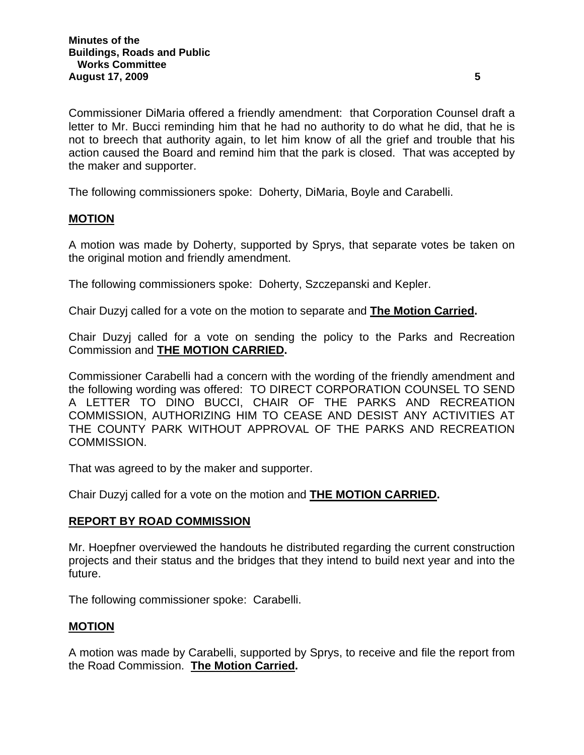Commissioner DiMaria offered a friendly amendment: that Corporation Counsel draft a letter to Mr. Bucci reminding him that he had no authority to do what he did, that he is not to breech that authority again, to let him know of all the grief and trouble that his action caused the Board and remind him that the park is closed. That was accepted by the maker and supporter.

The following commissioners spoke: Doherty, DiMaria, Boyle and Carabelli.

**MOTION**

A motion was made by Doherty, supported by Sprys, that separate votes be taken on the original motion and friendly amendment.

The following commissioners spoke: Doherty, Szczepanski and Kepler.

Chair Duzyj called for a vote on the motion to separate and **The Motion Carried.**

Chair Duzyj called for a vote on sending the policy to the Parks and Recreation Commission and **THE MOTION CARRIED.**

Commissioner Carabelli had a concern with the wording of the friendly amendment and the following wording was offered: TO DIRECT CORPORATION COUNSEL TO SEND A LETTER TO DINO BUCCI, CHAIR OF THE PARKS AND RECREATION COMMISSION, AUTHORIZING HIM TO CEASE AND DESIST ANY ACTIVITIES AT THE COUNTY PARK WITHOUT APPROVAL OF THE PARKS AND RECREATION COMMISSION.

That was agreed to by the maker and supporter.

Chair Duzyj called for a vote on the motion and **THE MOTION CARRIED.**

**REPORT BY ROAD COMMISSION**

Mr. Hoepfner overviewed the handouts he distributed regarding the current construction projects and their status and the bridges that they intend to build next year and into the future.

The following commissioner spoke: Carabelli.

**MOTION**

A motion was made by Carabelli, supported by Sprys, to receive and file the report from the Road Commission. **The Motion Carried.**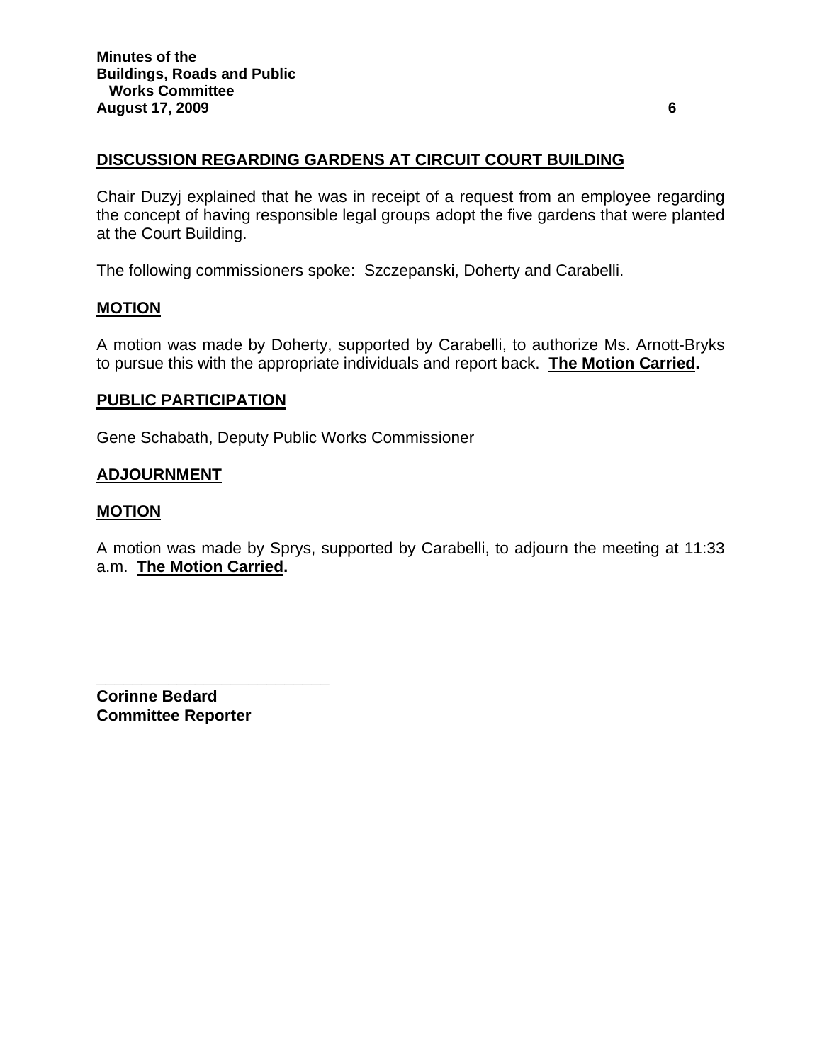## DISCUSSION REGARDING GARDENS AT CIRCUIT COURT BUILDING

Chair Duzyj explained that he was in receipt of a request from an employee regarding the concept of having responsible legal groups adopt the five gardens that were planted at the Court Building.

The following commissioners spoke: Szczepanski, Doherty and Carabelli.

## MOTION

A motion was made by Doherty, supported by Carabelli, to authorize Ms. Arnott-Bryks to pursue this with the appropriate individuals and report back. **The Motion Carried.**

## PUBLIC PARTICIPATION

Gene Schabath, Deputy Public Works Commissioner

## ADJOURNMENT

## MOTION

A motion was made by Sprys, supported by Carabelli, to adjourn the meeting at 11:33 a.m. **The Motion Carried.**

\_\_\_\_\_\_\_\_\_\_\_\_\_\_\_\_\_\_\_\_\_\_\_\_\_\_\_\_

**Corinne Bedard**
**Committee Reporter**